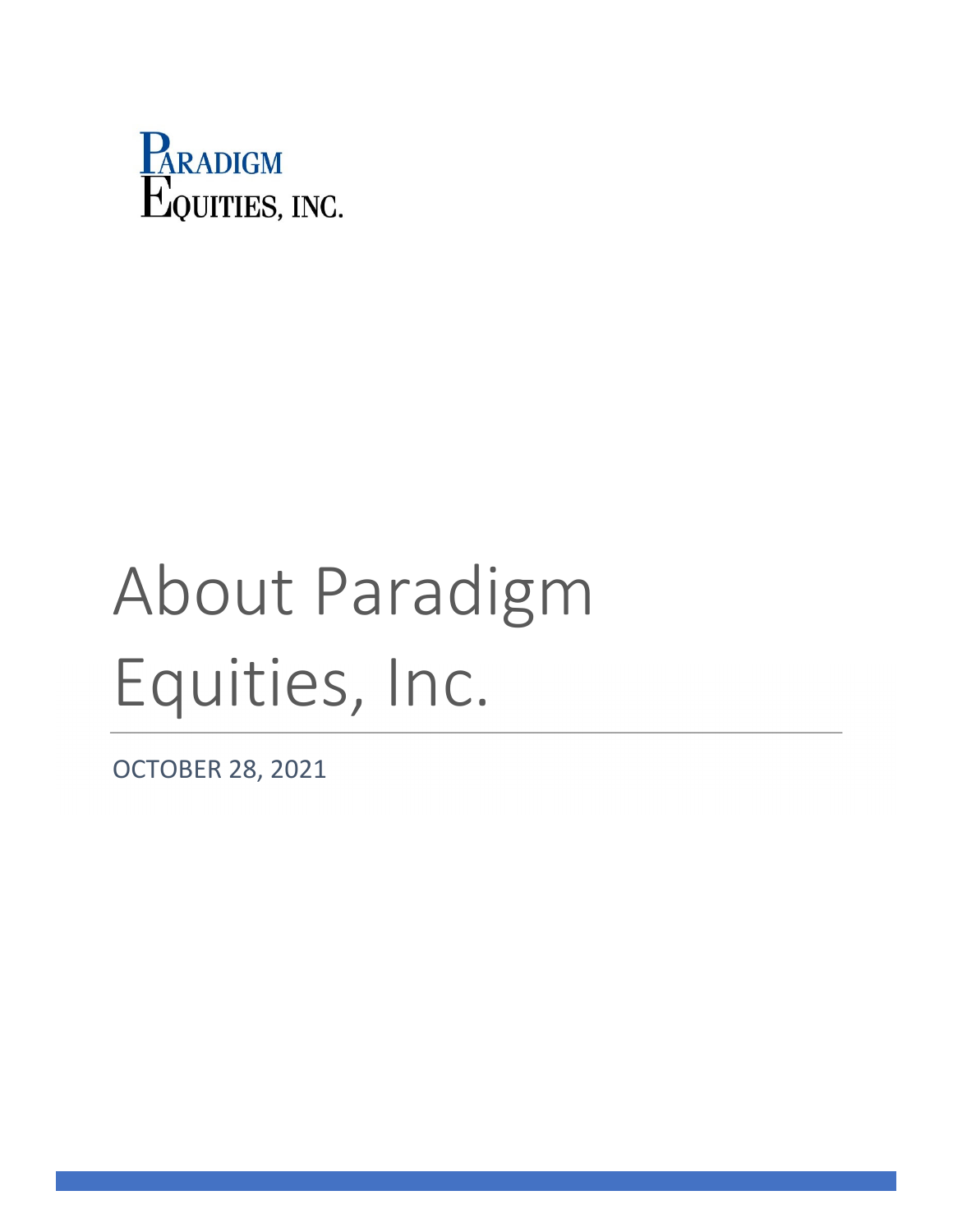PARADIGM EQUITIES, INC.

# About Paradigm Equities, Inc.

OCTOBER 28, 2021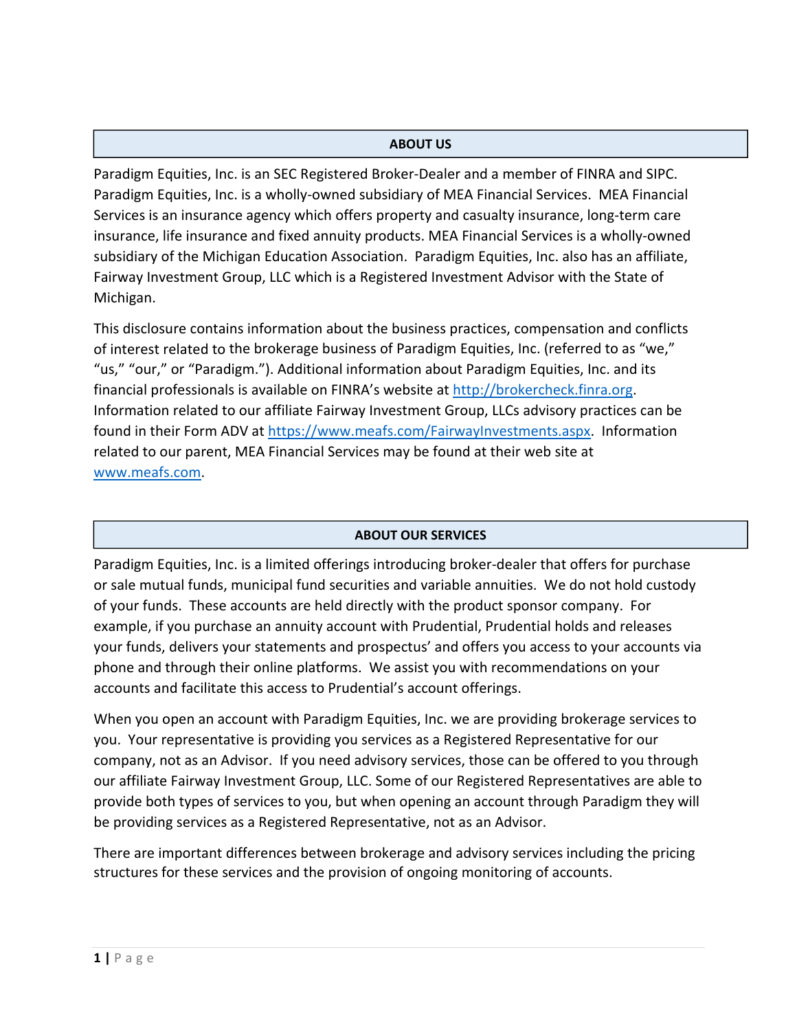## ABOUT US

Paradigm Equities, Inc. is an SEC Registered Broker-Dealer and a member of FINRA and SIPC. Paradigm Equities, Inc. is a wholly-owned subsidiary of MEA Financial Services. MEA Financial Services is an insurance agency which offers property and casualty insurance, long-term care insurance, life insurance and fixed annuity products. MEA Financial Services is a wholly-owned subsidiary of the Michigan Education Association. Paradigm Equities, Inc. also has an affiliate, Fairway Investment Group, LLC which is a Registered Investment Advisor with the State of Michigan.

This disclosure contains information about the business practices, compensation and conflicts of interest related to the brokerage business of Paradigm Equities, Inc. (referred to as "we," "us," "our," or "Paradigm."). Additional information about Paradigm Equities, Inc. and its financial professionals is available on FINRA's website at [http://brokercheck.finra.org](http://brokercheck.finra.org). Information related to our affiliate Fairway Investment Group, LLCs advisory practices can be found in their Form ADV at [https://www.meafs.com/FairwayInvestments.aspx](https://www.meafs.com/FairwayInvestments.aspx). Information related to our parent, MEA Financial Services may be found at their web site at [www.meafs.com](www.meafs.com).

## ABOUT OUR SERVICES

Paradigm Equities, Inc. is a limited offerings introducing broker-dealer that offers for purchase or sale mutual funds, municipal fund securities and variable annuities. We do not hold custody of your funds. These accounts are held directly with the product sponsor company. For example, if you purchase an annuity account with Prudential, Prudential holds and releases your funds, delivers your statements and prospectus' and offers you access to your accounts via phone and through their online platforms. We assist you with recommendations on your accounts and facilitate this access to Prudential's account offerings.

When you open an account with Paradigm Equities, Inc. we are providing brokerage services to you. Your representative is providing you services as a Registered Representative for our company, not as an Advisor. If you need advisory services, those can be offered to you through our affiliate Fairway Investment Group, LLC. Some of our Registered Representatives are able to provide both types of services to you, but when opening an account through Paradigm they will be providing services as a Registered Representative, not as an Advisor.

There are important differences between brokerage and advisory services including the pricing structures for these services and the provision of ongoing monitoring of accounts.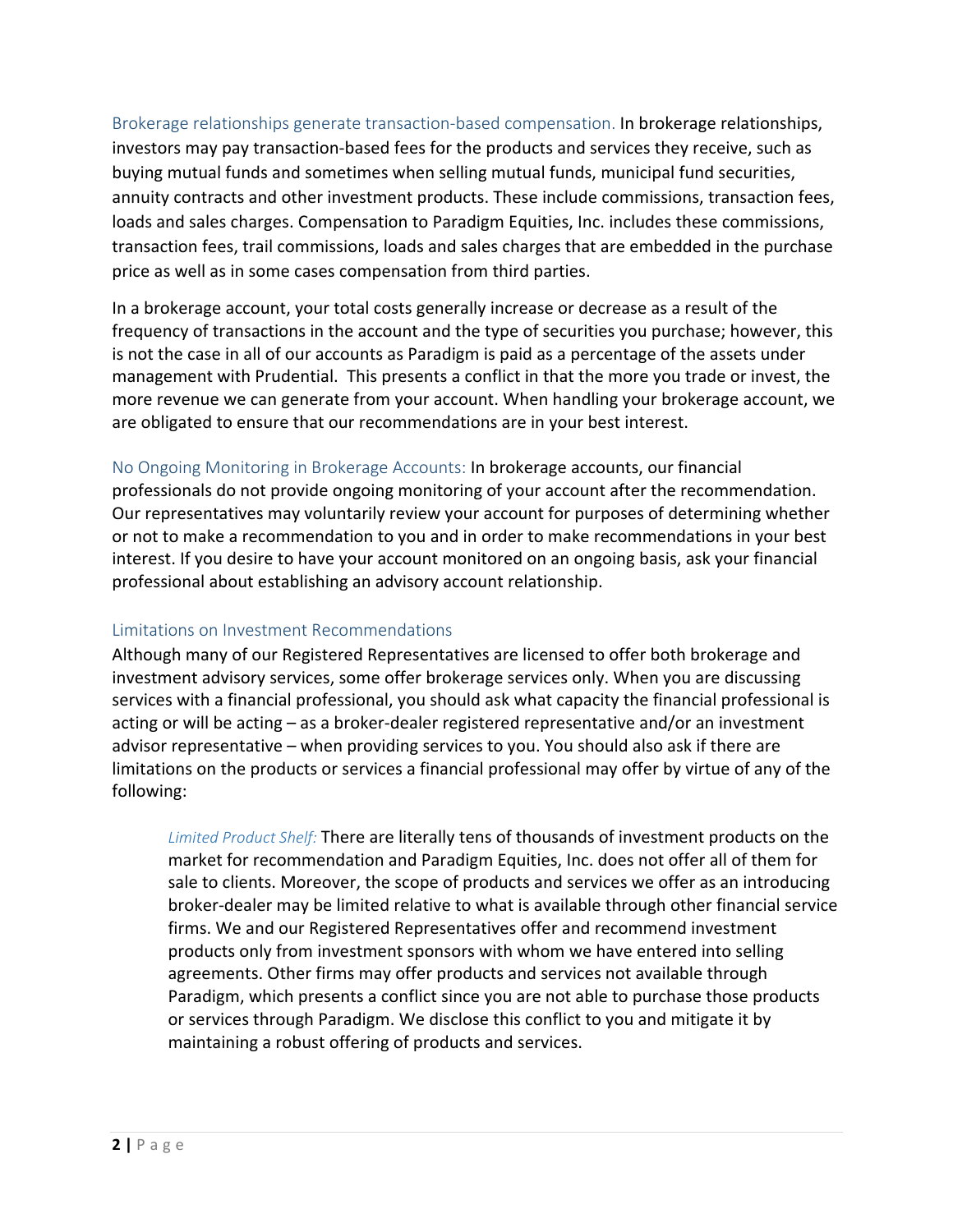Brokerage relationships generate transaction-based compensation. In brokerage relationships, investors may pay transaction-based fees for the products and services they receive, such as buying mutual funds and sometimes when selling mutual funds, municipal fund securities, annuity contracts and other investment products. These include commissions, transaction fees, loads and sales charges. Compensation to Paradigm Equities, Inc. includes these commissions, transaction fees, trail commissions, loads and sales charges that are embedded in the purchase price as well as in some cases compensation from third parties.

In a brokerage account, your total costs generally increase or decrease as a result of the frequency of transactions in the account and the type of securities you purchase; however, this is not the case in all of our accounts as Paradigm is paid as a percentage of the assets under management with Prudential. This presents a conflict in that the more you trade or invest, the more revenue we can generate from your account. When handling your brokerage account, we are obligated to ensure that our recommendations are in your best interest.

No Ongoing Monitoring in Brokerage Accounts: In brokerage accounts, our financial professionals do not provide ongoing monitoring of your account after the recommendation. Our representatives may voluntarily review your account for purposes of determining whether or not to make a recommendation to you and in order to make recommendations in your best interest. If you desire to have your account monitored on an ongoing basis, ask your financial professional about establishing an advisory account relationship.

### Limitations on Investment Recommendations

Although many of our Registered Representatives are licensed to offer both brokerage and investment advisory services, some offer brokerage services only. When you are discussing services with a financial professional, you should ask what capacity the financial professional is acting or will be acting – as a broker-dealer registered representative and/or an investment advisor representative – when providing services to you. You should also ask if there are limitations on the products or services a financial professional may offer by virtue of any of the following:

> *Limited Product Shelf:* There are literally tens of thousands of investment products on the market for recommendation and Paradigm Equities, Inc. does not offer all of them for sale to clients. Moreover, the scope of products and services we offer as an introducing broker-dealer may be limited relative to what is available through other financial service firms. We and our Registered Representatives offer and recommend investment products only from investment sponsors with whom we have entered into selling agreements. Other firms may offer products and services not available through Paradigm, which presents a conflict since you are not able to purchase those products or services through Paradigm. We disclose this conflict to you and mitigate it by maintaining a robust offering of products and services.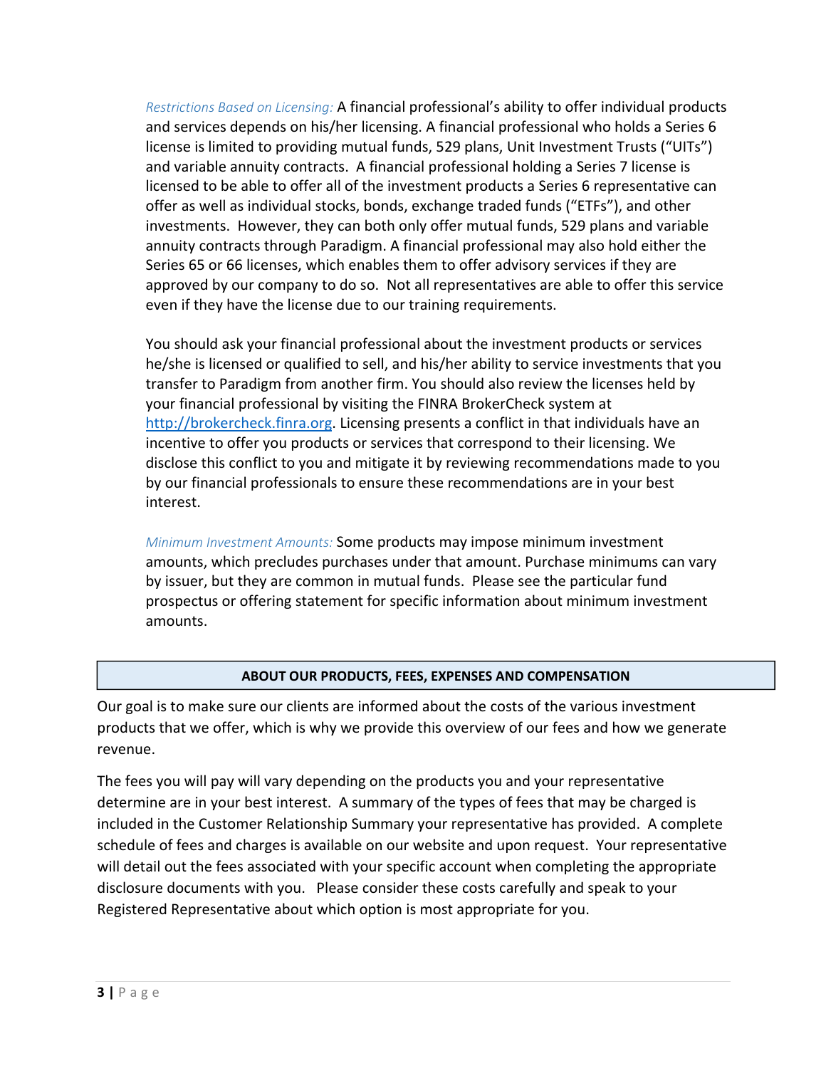*Restrictions Based on Licensing:* A financial professional's ability to offer individual products and services depends on his/her licensing. A financial professional who holds a Series 6 license is limited to providing mutual funds, 529 plans, Unit Investment Trusts ("UITs") and variable annuity contracts. A financial professional holding a Series 7 license is licensed to be able to offer all of the investment products a Series 6 representative can offer as well as individual stocks, bonds, exchange traded funds ("ETFs"), and other investments. However, they can both only offer mutual funds, 529 plans and variable annuity contracts through Paradigm. A financial professional may also hold either the Series 65 or 66 licenses, which enables them to offer advisory services if they are approved by our company to do so. Not all representatives are able to offer this service even if they have the license due to our training requirements.

You should ask your financial professional about the investment products or services he/she is licensed or qualified to sell, and his/her ability to service investments that you transfer to Paradigm from another firm. You should also review the licenses held by your financial professional by visiting the FINRA BrokerCheck system at [http://brokercheck.finra.org](http://brokercheck.finra.org). Licensing presents a conflict in that individuals have an incentive to offer you products or services that correspond to their licensing. We disclose this conflict to you and mitigate it by reviewing recommendations made to you by our financial professionals to ensure these recommendations are in your best interest.

*Minimum Investment Amounts:* Some products may impose minimum investment amounts, which precludes purchases under that amount. Purchase minimums can vary by issuer, but they are common in mutual funds. Please see the particular fund prospectus or offering statement for specific information about minimum investment amounts.

## ABOUT OUR PRODUCTS, FEES, EXPENSES AND COMPENSATION

Our goal is to make sure our clients are informed about the costs of the various investment products that we offer, which is why we provide this overview of our fees and how we generate revenue.

The fees you will pay will vary depending on the products you and your representative determine are in your best interest. A summary of the types of fees that may be charged is included in the Customer Relationship Summary your representative has provided. A complete schedule of fees and charges is available on our website and upon request. Your representative will detail out the fees associated with your specific account when completing the appropriate disclosure documents with you. Please consider these costs carefully and speak to your Registered Representative about which option is most appropriate for you.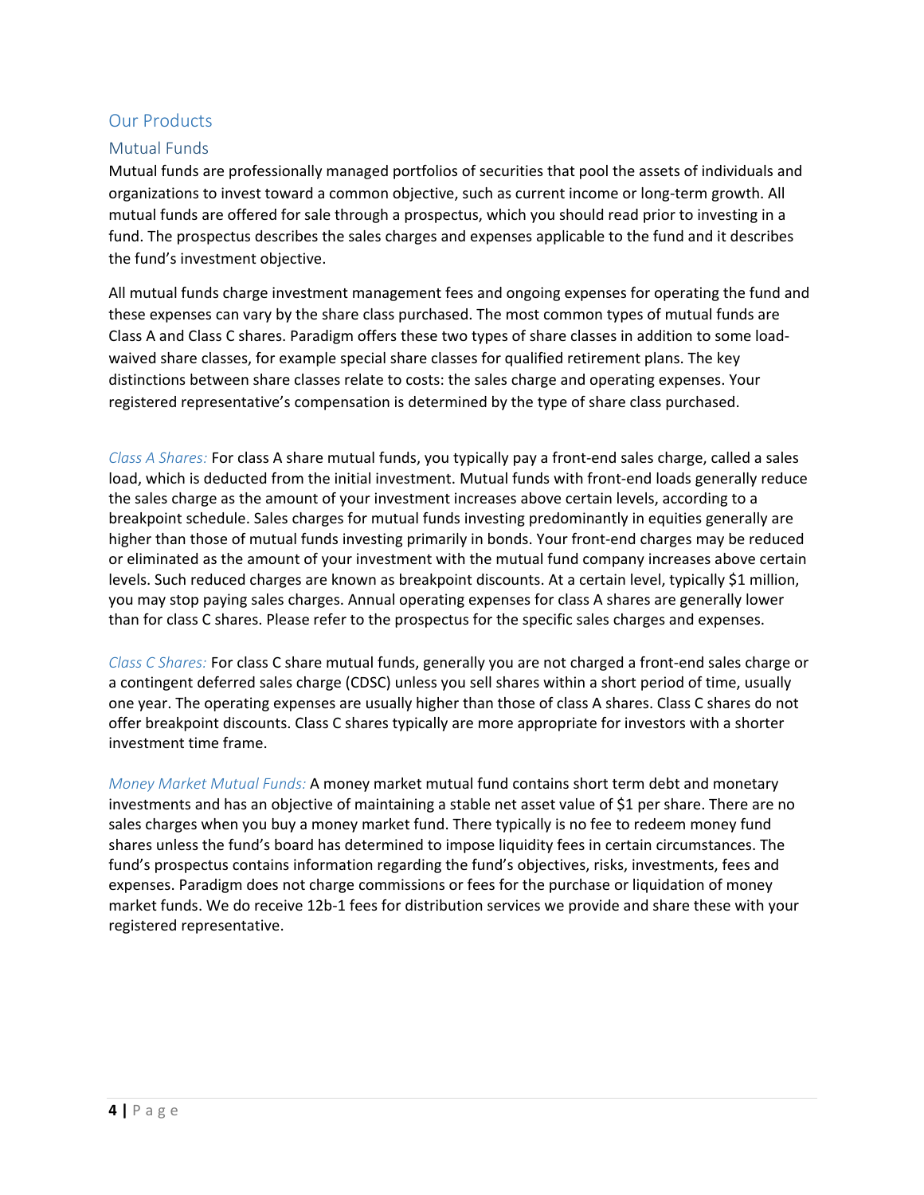## Our Products

### Mutual Funds

Mutual funds are professionally managed portfolios of securities that pool the assets of individuals and organizations to invest toward a common objective, such as current income or long-term growth. All mutual funds are offered for sale through a prospectus, which you should read prior to investing in a fund. The prospectus describes the sales charges and expenses applicable to the fund and it describes the fund's investment objective.

All mutual funds charge investment management fees and ongoing expenses for operating the fund and these expenses can vary by the share class purchased. The most common types of mutual funds are Class A and Class C shares. Paradigm offers these two types of share classes in addition to some load-waived share classes, for example special share classes for qualified retirement plans. The key distinctions between share classes relate to costs: the sales charge and operating expenses. Your registered representative's compensation is determined by the type of share class purchased.

*Class A Shares:* For class A share mutual funds, you typically pay a front-end sales charge, called a sales load, which is deducted from the initial investment. Mutual funds with front-end loads generally reduce the sales charge as the amount of your investment increases above certain levels, according to a breakpoint schedule. Sales charges for mutual funds investing predominantly in equities generally are higher than those of mutual funds investing primarily in bonds. Your front-end charges may be reduced or eliminated as the amount of your investment with the mutual fund company increases above certain levels. Such reduced charges are known as breakpoint discounts. At a certain level, typically $1 million, you may stop paying sales charges. Annual operating expenses for class A shares are generally lower than for class C shares. Please refer to the prospectus for the specific sales charges and expenses.

*Class C Shares:* For class C share mutual funds, generally you are not charged a front-end sales charge or a contingent deferred sales charge (CDSC) unless you sell shares within a short period of time, usually one year. The operating expenses are usually higher than those of class A shares. Class C shares do not offer breakpoint discounts. Class C shares typically are more appropriate for investors with a shorter investment time frame.

*Money Market Mutual Funds:* A money market mutual fund contains short term debt and monetary investments and has an objective of maintaining a stable net asset value of $1 per share. There are no sales charges when you buy a money market fund. There typically is no fee to redeem money fund shares unless the fund's board has determined to impose liquidity fees in certain circumstances. The fund's prospectus contains information regarding the fund's objectives, risks, investments, fees and expenses. Paradigm does not charge commissions or fees for the purchase or liquidation of money market funds. We do receive 12b-1 fees for distribution services we provide and share these with your registered representative.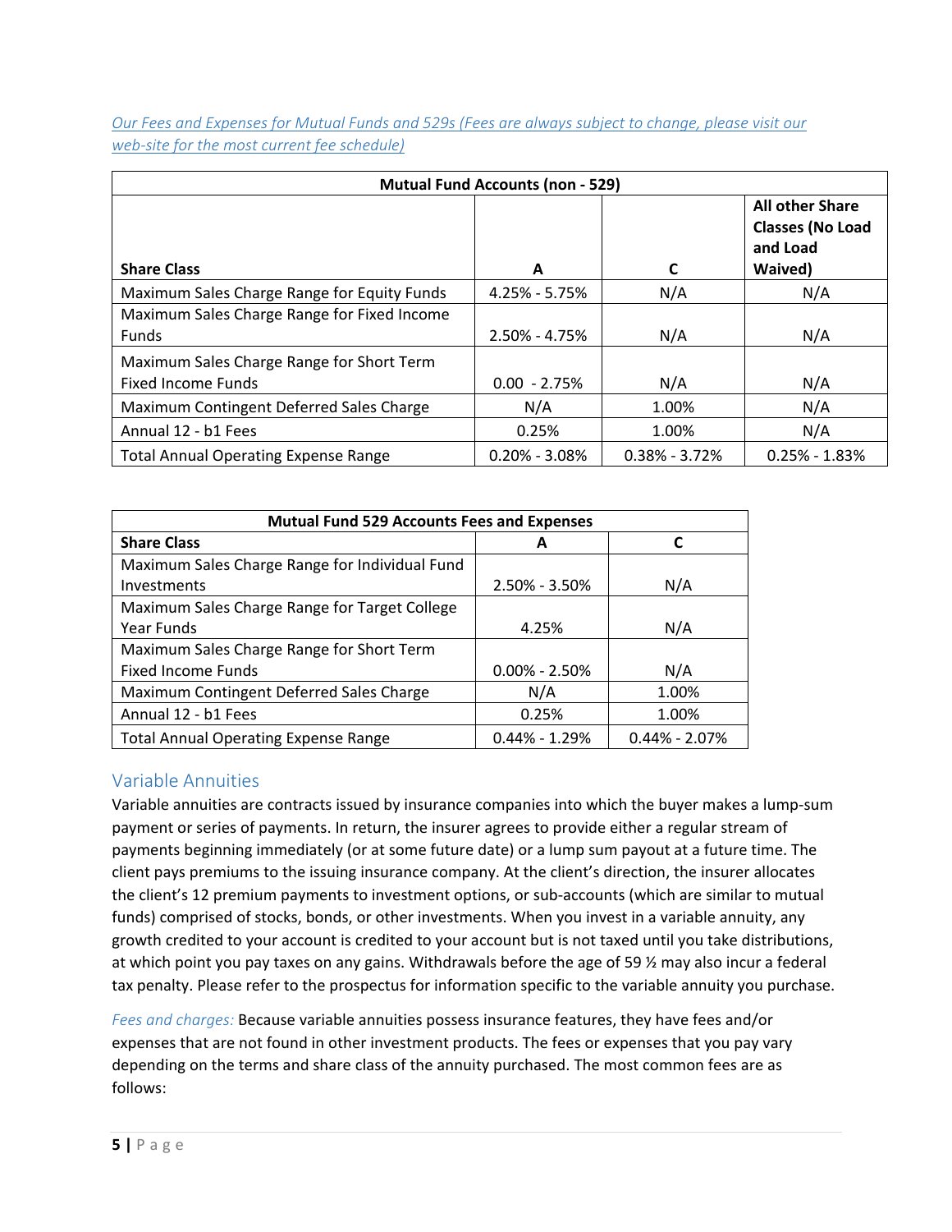*Our Fees and Expenses for Mutual Funds and 529s (Fees are always subject to change, please visit our web-site for the most current fee schedule)*

| Mutual Fund Accounts (non - 529) | | | |
|---|---|---|---|
| **Share Class** | **A** | **C** | **All other Share Classes (No Load and Load Waived)** |
| Maximum Sales Charge Range for Equity Funds | 4.25% - 5.75% | N/A | N/A |
| Maximum Sales Charge Range for Fixed Income Funds | 2.50% - 4.75% | N/A | N/A |
| Maximum Sales Charge Range for Short Term Fixed Income Funds | 0.00 - 2.75% | N/A | N/A |
| Maximum Contingent Deferred Sales Charge | N/A | 1.00% | N/A |
| Annual 12 - b1 Fees | 0.25% | 1.00% | N/A |
| Total Annual Operating Expense Range | 0.20% - 3.08% | 0.38% - 3.72% | 0.25% - 1.83% |

| Mutual Fund 529 Accounts Fees and Expenses | | |
|---|---|---|
| **Share Class** | **A** | **C** |
| Maximum Sales Charge Range for Individual Fund Investments | 2.50% - 3.50% | N/A |
| Maximum Sales Charge Range for Target College Year Funds | 4.25% | N/A |
| Maximum Sales Charge Range for Short Term Fixed Income Funds | 0.00% - 2.50% | N/A |
| Maximum Contingent Deferred Sales Charge | N/A | 1.00% |
| Annual 12 - b1 Fees | 0.25% | 1.00% |
| Total Annual Operating Expense Range | 0.44% - 1.29% | 0.44% - 2.07% |

## Variable Annuities

Variable annuities are contracts issued by insurance companies into which the buyer makes a lump-sum payment or series of payments. In return, the insurer agrees to provide either a regular stream of payments beginning immediately (or at some future date) or a lump sum payout at a future time. The client pays premiums to the issuing insurance company. At the client's direction, the insurer allocates the client's 12 premium payments to investment options, or sub-accounts (which are similar to mutual funds) comprised of stocks, bonds, or other investments. When you invest in a variable annuity, any growth credited to your account is credited to your account but is not taxed until you take distributions, at which point you pay taxes on any gains. Withdrawals before the age of 59 ½ may also incur a federal tax penalty. Please refer to the prospectus for information specific to the variable annuity you purchase.

*Fees and charges:* Because variable annuities possess insurance features, they have fees and/or expenses that are not found in other investment products. The fees or expenses that you pay vary depending on the terms and share class of the annuity purchased. The most common fees are as follows: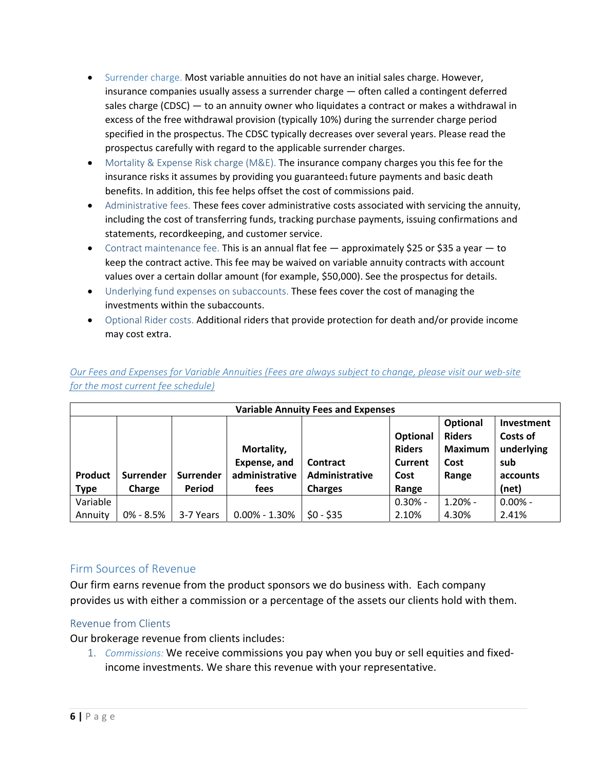- Surrender charge. Most variable annuities do not have an initial sales charge. However, insurance companies usually assess a surrender charge — often called a contingent deferred sales charge (CDSC) — to an annuity owner who liquidates a contract or makes a withdrawal in excess of the free withdrawal provision (typically 10%) during the surrender charge period specified in the prospectus. The CDSC typically decreases over several years. Please read the prospectus carefully with regard to the applicable surrender charges.
- Mortality & Expense Risk charge (M&E). The insurance company charges you this fee for the insurance risks it assumes by providing you guaranteed[1] future payments and basic death benefits. In addition, this fee helps offset the cost of commissions paid.
- Administrative fees. These fees cover administrative costs associated with servicing the annuity, including the cost of transferring funds, tracking purchase payments, issuing confirmations and statements, recordkeeping, and customer service.
- Contract maintenance fee. This is an annual flat fee — approximately $25 or $35 a year — to keep the contract active. This fee may be waived on variable annuity contracts with account values over a certain dollar amount (for example, $50,000). See the prospectus for details.
- Underlying fund expenses on subaccounts. These fees cover the cost of managing the investments within the subaccounts.
- Optional Rider costs. Additional riders that provide protection for death and/or provide income may cost extra.

*Our Fees and Expenses for Variable Annuities (Fees are always subject to change, please visit our web-site for the most current fee schedule)*

| Variable Annuity Fees and Expenses | | | | | | | |
|---|---|---|---|---|---|---|---|
| **Product Type** | **Surrender Charge** | **Surrender Period** | **Mortality, Expense, and administrative fees** | **Contract Administrative Charges** | **Optional Riders Current Cost Range** | **Optional Riders Maximum Cost Range** | **Investment Costs of underlying sub accounts (net)** |
| Variable Annuity | 0% - 8.5% | 3-7 Years | 0.00% - 1.30% | $0 - $35 | 0.30% - 2.10% | 1.20% - 4.30% | 0.00% - 2.41% |

## Firm Sources of Revenue

Our firm earns revenue from the product sponsors we do business with. Each company provides us with either a commission or a percentage of the assets our clients hold with them.

### Revenue from Clients

Our brokerage revenue from clients includes:

1. *Commissions:* We receive commissions you pay when you buy or sell equities and fixed-income investments. We share this revenue with your representative.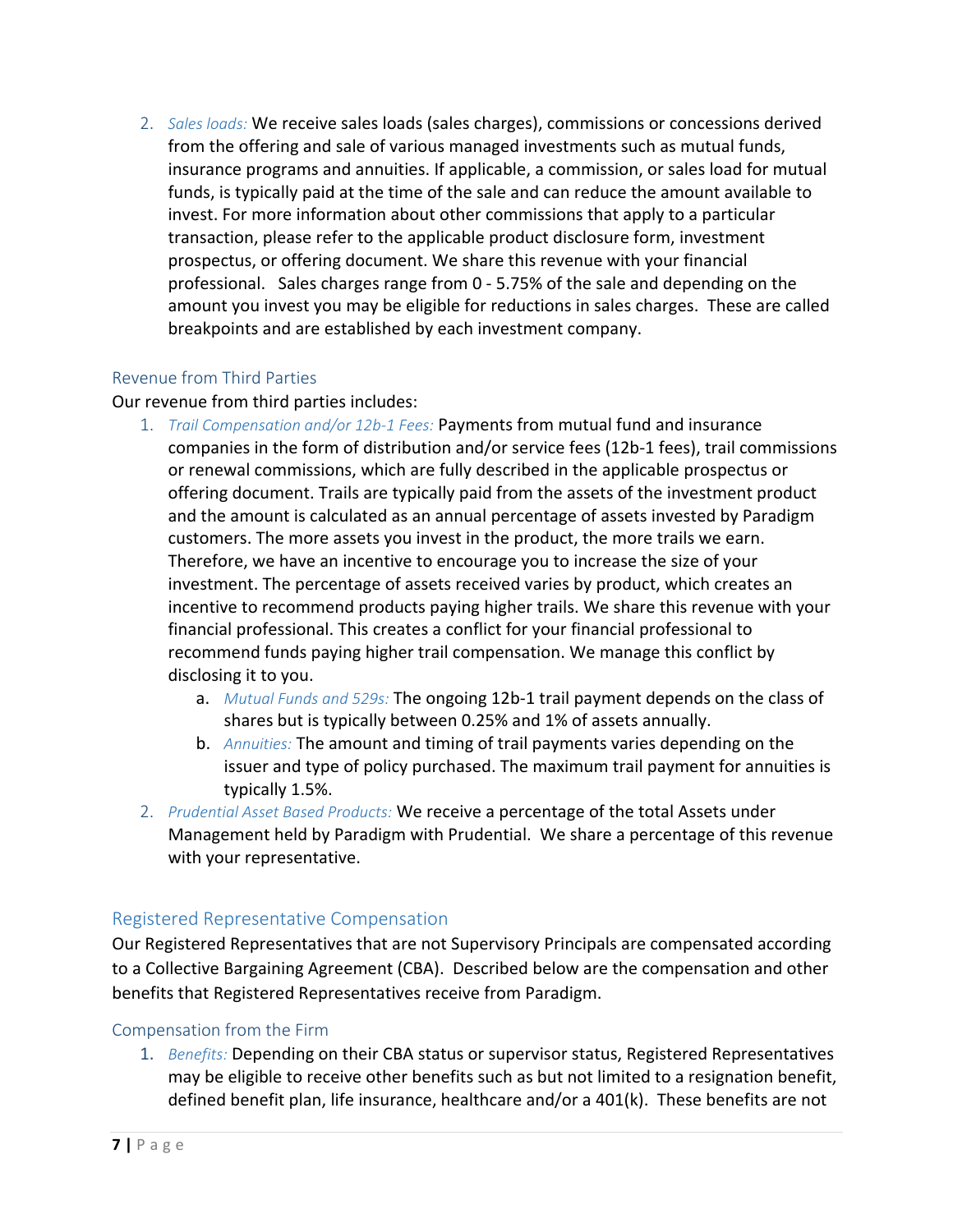2. *Sales loads:* We receive sales loads (sales charges), commissions or concessions derived from the offering and sale of various managed investments such as mutual funds, insurance programs and annuities. If applicable, a commission, or sales load for mutual funds, is typically paid at the time of the sale and can reduce the amount available to invest. For more information about other commissions that apply to a particular transaction, please refer to the applicable product disclosure form, investment prospectus, or offering document. We share this revenue with your financial professional. Sales charges range from 0 - 5.75% of the sale and depending on the amount you invest you may be eligible for reductions in sales charges. These are called breakpoints and are established by each investment company.

### Revenue from Third Parties

Our revenue from third parties includes:

1. *Trail Compensation and/or 12b-1 Fees:* Payments from mutual fund and insurance companies in the form of distribution and/or service fees (12b-1 fees), trail commissions or renewal commissions, which are fully described in the applicable prospectus or offering document. Trails are typically paid from the assets of the investment product and the amount is calculated as an annual percentage of assets invested by Paradigm customers. The more assets you invest in the product, the more trails we earn. Therefore, we have an incentive to encourage you to increase the size of your investment. The percentage of assets received varies by product, which creates an incentive to recommend products paying higher trails. We share this revenue with your financial professional. This creates a conflict for your financial professional to recommend funds paying higher trail compensation. We manage this conflict by disclosing it to you.
   a. *Mutual Funds and 529s:* The ongoing 12b-1 trail payment depends on the class of shares but is typically between 0.25% and 1% of assets annually.
   b. *Annuities:* The amount and timing of trail payments varies depending on the issuer and type of policy purchased. The maximum trail payment for annuities is typically 1.5%.
2. *Prudential Asset Based Products:* We receive a percentage of the total Assets under Management held by Paradigm with Prudential. We share a percentage of this revenue with your representative.

## Registered Representative Compensation

Our Registered Representatives that are not Supervisory Principals are compensated according to a Collective Bargaining Agreement (CBA). Described below are the compensation and other benefits that Registered Representatives receive from Paradigm.

### Compensation from the Firm

1. *Benefits:* Depending on their CBA status or supervisor status, Registered Representatives may be eligible to receive other benefits such as but not limited to a resignation benefit, defined benefit plan, life insurance, healthcare and/or a 401(k). These benefits are not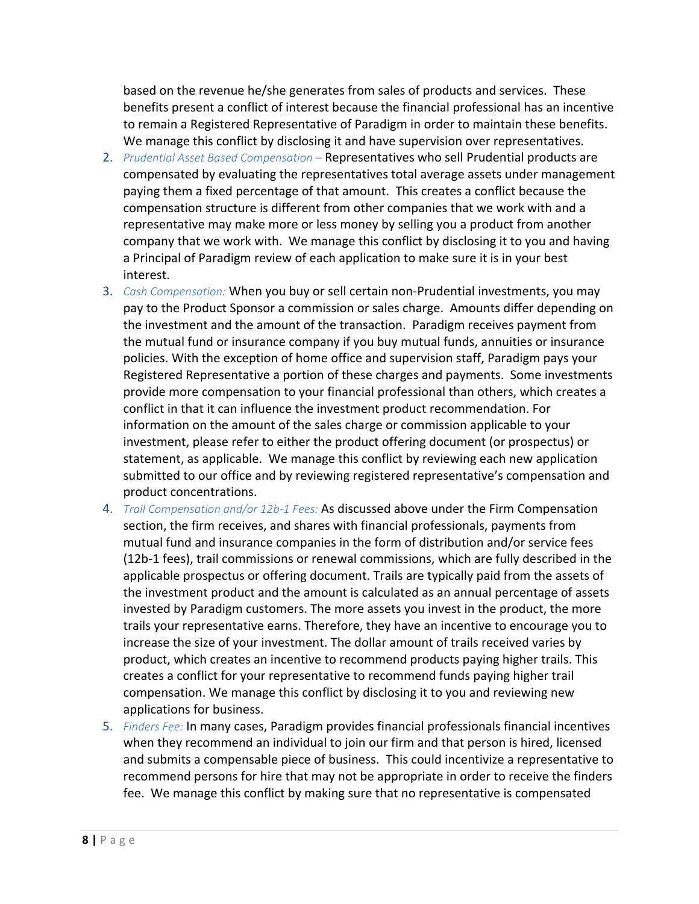based on the revenue he/she generates from sales of products and services. These benefits present a conflict of interest because the financial professional has an incentive to remain a Registered Representative of Paradigm in order to maintain these benefits. We manage this conflict by disclosing it and have supervision over representatives.

2. *Prudential Asset Based Compensation –* Representatives who sell Prudential products are compensated by evaluating the representatives total average assets under management paying them a fixed percentage of that amount. This creates a conflict because the compensation structure is different from other companies that we work with and a representative may make more or less money by selling you a product from another company that we work with. We manage this conflict by disclosing it to you and having a Principal of Paradigm review of each application to make sure it is in your best interest.
3. *Cash Compensation:* When you buy or sell certain non-Prudential investments, you may pay to the Product Sponsor a commission or sales charge. Amounts differ depending on the investment and the amount of the transaction. Paradigm receives payment from the mutual fund or insurance company if you buy mutual funds, annuities or insurance policies. With the exception of home office and supervision staff, Paradigm pays your Registered Representative a portion of these charges and payments. Some investments provide more compensation to your financial professional than others, which creates a conflict in that it can influence the investment product recommendation. For information on the amount of the sales charge or commission applicable to your investment, please refer to either the product offering document (or prospectus) or statement, as applicable. We manage this conflict by reviewing each new application submitted to our office and by reviewing registered representative's compensation and product concentrations.
4. *Trail Compensation and/or 12b-1 Fees:* As discussed above under the Firm Compensation section, the firm receives, and shares with financial professionals, payments from mutual fund and insurance companies in the form of distribution and/or service fees (12b-1 fees), trail commissions or renewal commissions, which are fully described in the applicable prospectus or offering document. Trails are typically paid from the assets of the investment product and the amount is calculated as an annual percentage of assets invested by Paradigm customers. The more assets you invest in the product, the more trails your representative earns. Therefore, they have an incentive to encourage you to increase the size of your investment. The dollar amount of trails received varies by product, which creates an incentive to recommend products paying higher trails. This creates a conflict for your representative to recommend funds paying higher trail compensation. We manage this conflict by disclosing it to you and reviewing new applications for business.
5. *Finders Fee:* In many cases, Paradigm provides financial professionals financial incentives when they recommend an individual to join our firm and that person is hired, licensed and submits a compensable piece of business. This could incentivize a representative to recommend persons for hire that may not be appropriate in order to receive the finders fee. We manage this conflict by making sure that no representative is compensated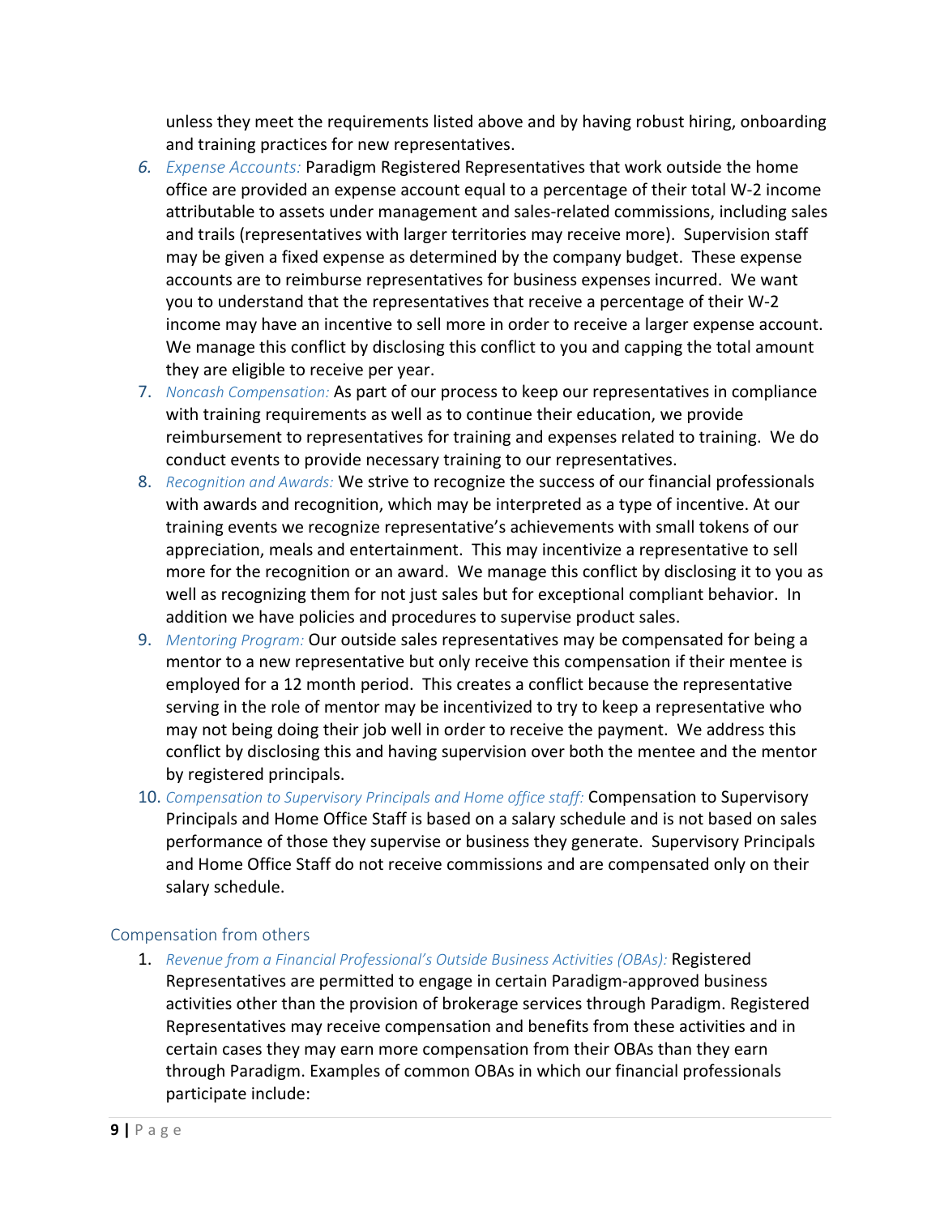unless they meet the requirements listed above and by having robust hiring, onboarding and training practices for new representatives.

6. *Expense Accounts:* Paradigm Registered Representatives that work outside the home office are provided an expense account equal to a percentage of their total W-2 income attributable to assets under management and sales-related commissions, including sales and trails (representatives with larger territories may receive more). Supervision staff may be given a fixed expense as determined by the company budget. These expense accounts are to reimburse representatives for business expenses incurred. We want you to understand that the representatives that receive a percentage of their W-2 income may have an incentive to sell more in order to receive a larger expense account. We manage this conflict by disclosing this conflict to you and capping the total amount they are eligible to receive per year.
7. *Noncash Compensation:* As part of our process to keep our representatives in compliance with training requirements as well as to continue their education, we provide reimbursement to representatives for training and expenses related to training. We do conduct events to provide necessary training to our representatives.
8. *Recognition and Awards:* We strive to recognize the success of our financial professionals with awards and recognition, which may be interpreted as a type of incentive. At our training events we recognize representative's achievements with small tokens of our appreciation, meals and entertainment. This may incentivize a representative to sell more for the recognition or an award. We manage this conflict by disclosing it to you as well as recognizing them for not just sales but for exceptional compliant behavior. In addition we have policies and procedures to supervise product sales.
9. *Mentoring Program:* Our outside sales representatives may be compensated for being a mentor to a new representative but only receive this compensation if their mentee is employed for a 12 month period. This creates a conflict because the representative serving in the role of mentor may be incentivized to try to keep a representative who may not being doing their job well in order to receive the payment. We address this conflict by disclosing this and having supervision over both the mentee and the mentor by registered principals.
10. *Compensation to Supervisory Principals and Home office staff:* Compensation to Supervisory Principals and Home Office Staff is based on a salary schedule and is not based on sales performance of those they supervise or business they generate. Supervisory Principals and Home Office Staff do not receive commissions and are compensated only on their salary schedule.

## Compensation from others

1. *Revenue from a Financial Professional's Outside Business Activities (OBAs):* Registered Representatives are permitted to engage in certain Paradigm-approved business activities other than the provision of brokerage services through Paradigm. Registered Representatives may receive compensation and benefits from these activities and in certain cases they may earn more compensation from their OBAs than they earn through Paradigm. Examples of common OBAs in which our financial professionals participate include: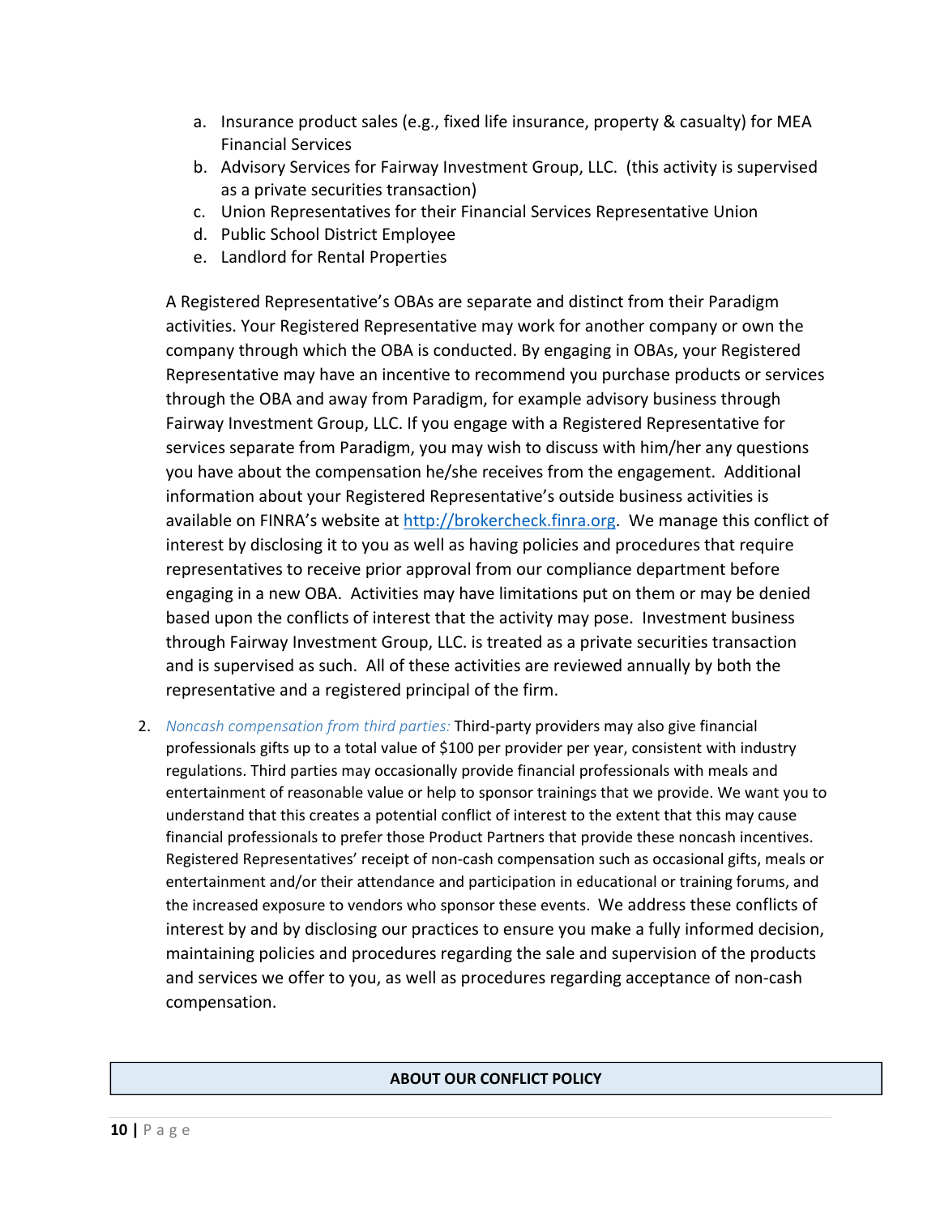a. Insurance product sales (e.g., fixed life insurance, property & casualty) for MEA Financial Services
b. Advisory Services for Fairway Investment Group, LLC. (this activity is supervised as a private securities transaction)
c. Union Representatives for their Financial Services Representative Union
d. Public School District Employee
e. Landlord for Rental Properties

A Registered Representative's OBAs are separate and distinct from their Paradigm activities. Your Registered Representative may work for another company or own the company through which the OBA is conducted. By engaging in OBAs, your Registered Representative may have an incentive to recommend you purchase products or services through the OBA and away from Paradigm, for example advisory business through Fairway Investment Group, LLC. If you engage with a Registered Representative for services separate from Paradigm, you may wish to discuss with him/her any questions you have about the compensation he/she receives from the engagement. Additional information about your Registered Representative's outside business activities is available on FINRA's website at [http://brokercheck.finra.org](http://brokercheck.finra.org). We manage this conflict of interest by disclosing it to you as well as having policies and procedures that require representatives to receive prior approval from our compliance department before engaging in a new OBA. Activities may have limitations put on them or may be denied based upon the conflicts of interest that the activity may pose. Investment business through Fairway Investment Group, LLC. is treated as a private securities transaction and is supervised as such. All of these activities are reviewed annually by both the representative and a registered principal of the firm.

2. *Noncash compensation from third parties:* Third-party providers may also give financial professionals gifts up to a total value of $100 per provider per year, consistent with industry regulations. Third parties may occasionally provide financial professionals with meals and entertainment of reasonable value or help to sponsor trainings that we provide. We want you to understand that this creates a potential conflict of interest to the extent that this may cause financial professionals to prefer those Product Partners that provide these noncash incentives. Registered Representatives' receipt of non-cash compensation such as occasional gifts, meals or entertainment and/or their attendance and participation in educational or training forums, and the increased exposure to vendors who sponsor these events. We address these conflicts of interest by and by disclosing our practices to ensure you make a fully informed decision, maintaining policies and procedures regarding the sale and supervision of the products and services we offer to you, as well as procedures regarding acceptance of non-cash compensation.

## ABOUT OUR CONFLICT POLICY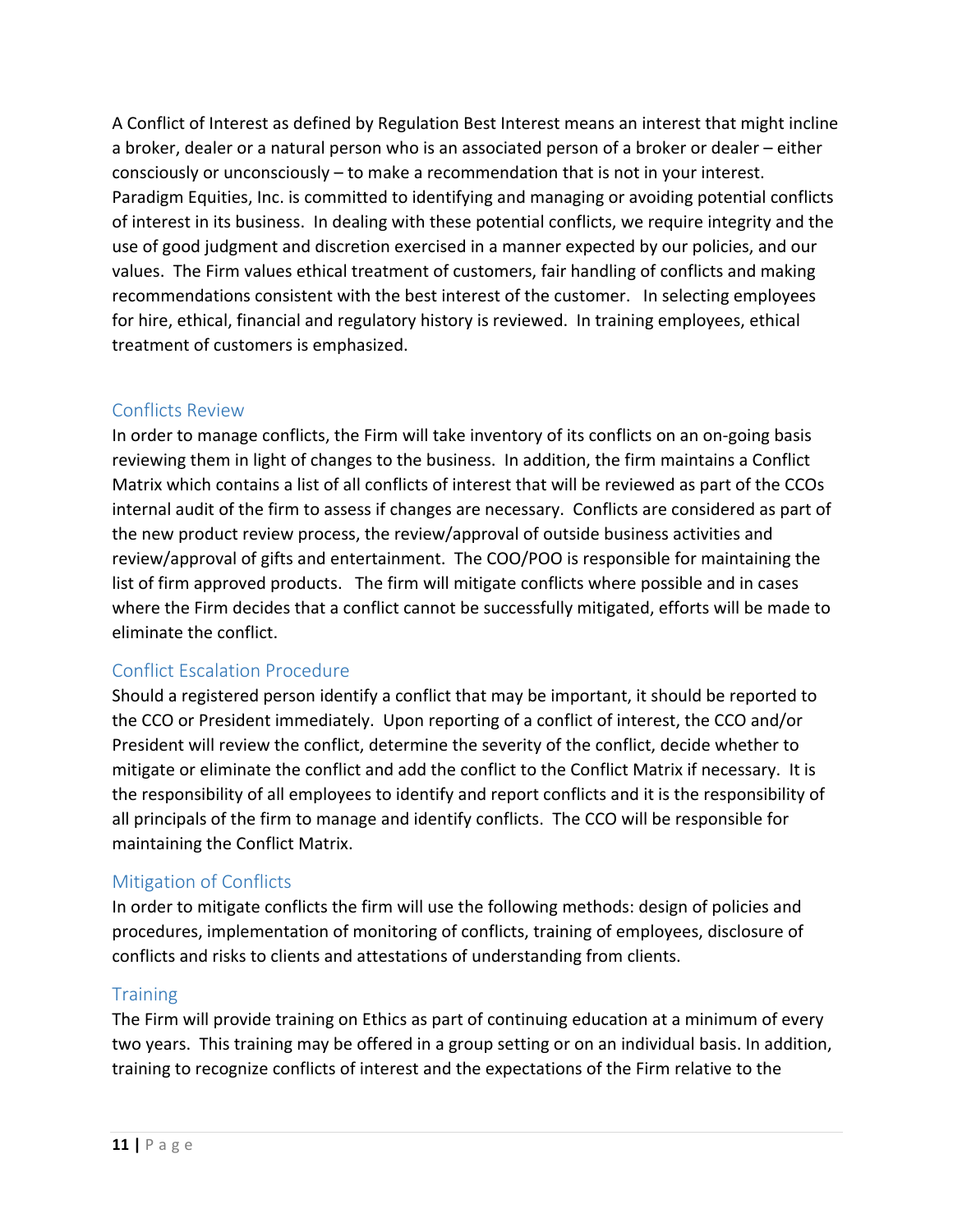A Conflict of Interest as defined by Regulation Best Interest means an interest that might incline a broker, dealer or a natural person who is an associated person of a broker or dealer – either consciously or unconsciously – to make a recommendation that is not in your interest. Paradigm Equities, Inc. is committed to identifying and managing or avoiding potential conflicts of interest in its business. In dealing with these potential conflicts, we require integrity and the use of good judgment and discretion exercised in a manner expected by our policies, and our values. The Firm values ethical treatment of customers, fair handling of conflicts and making recommendations consistent with the best interest of the customer. In selecting employees for hire, ethical, financial and regulatory history is reviewed. In training employees, ethical treatment of customers is emphasized.

## Conflicts Review

In order to manage conflicts, the Firm will take inventory of its conflicts on an on-going basis reviewing them in light of changes to the business. In addition, the firm maintains a Conflict Matrix which contains a list of all conflicts of interest that will be reviewed as part of the CCOs internal audit of the firm to assess if changes are necessary. Conflicts are considered as part of the new product review process, the review/approval of outside business activities and review/approval of gifts and entertainment. The COO/POO is responsible for maintaining the list of firm approved products. The firm will mitigate conflicts where possible and in cases where the Firm decides that a conflict cannot be successfully mitigated, efforts will be made to eliminate the conflict.

## Conflict Escalation Procedure

Should a registered person identify a conflict that may be important, it should be reported to the CCO or President immediately. Upon reporting of a conflict of interest, the CCO and/or President will review the conflict, determine the severity of the conflict, decide whether to mitigate or eliminate the conflict and add the conflict to the Conflict Matrix if necessary. It is the responsibility of all employees to identify and report conflicts and it is the responsibility of all principals of the firm to manage and identify conflicts. The CCO will be responsible for maintaining the Conflict Matrix.

## Mitigation of Conflicts

In order to mitigate conflicts the firm will use the following methods: design of policies and procedures, implementation of monitoring of conflicts, training of employees, disclosure of conflicts and risks to clients and attestations of understanding from clients.

## Training

The Firm will provide training on Ethics as part of continuing education at a minimum of every two years. This training may be offered in a group setting or on an individual basis. In addition, training to recognize conflicts of interest and the expectations of the Firm relative to the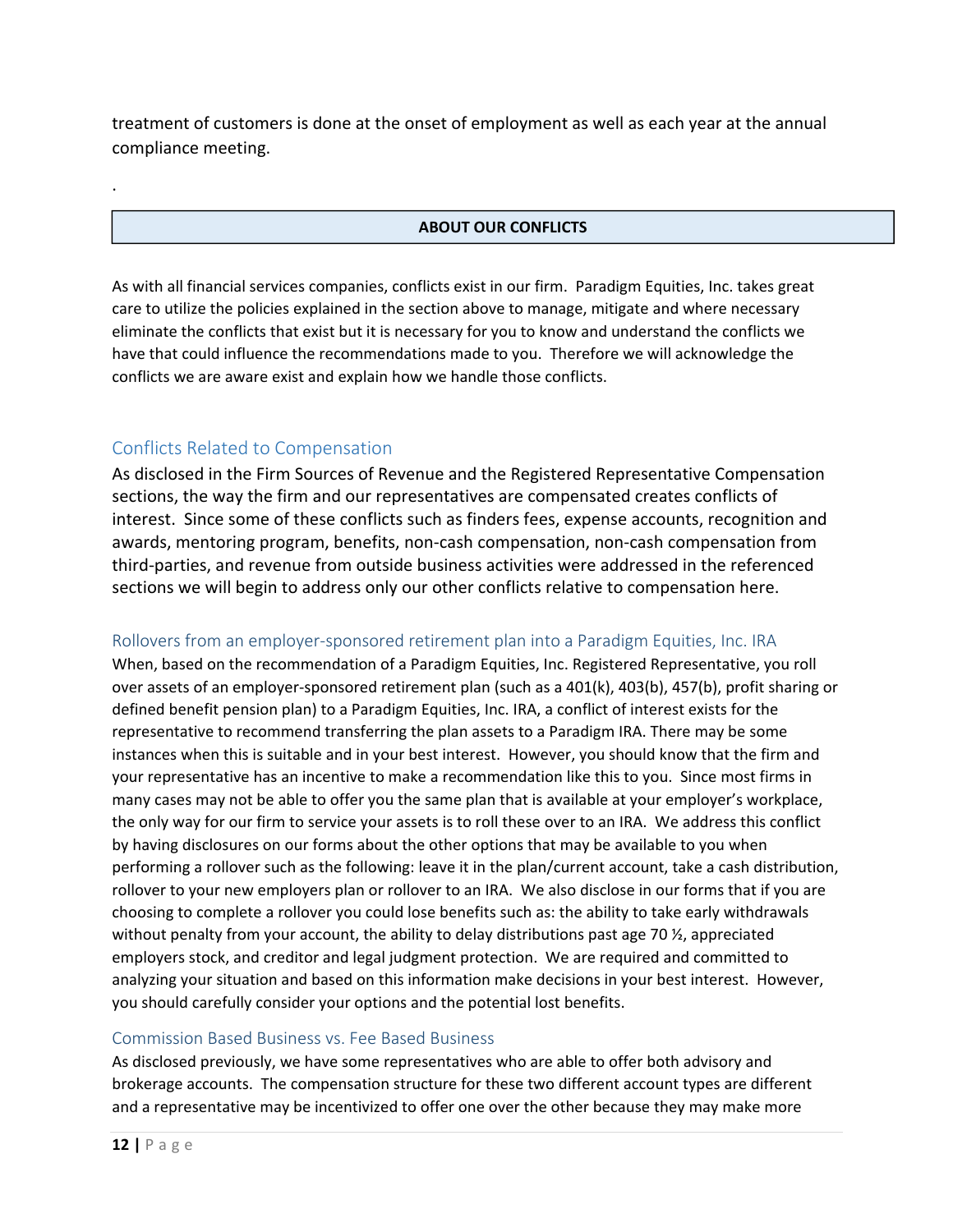treatment of customers is done at the onset of employment as well as each year at the annual compliance meeting.

.

## ABOUT OUR CONFLICTS

As with all financial services companies, conflicts exist in our firm. Paradigm Equities, Inc. takes great care to utilize the policies explained in the section above to manage, mitigate and where necessary eliminate the conflicts that exist but it is necessary for you to know and understand the conflicts we have that could influence the recommendations made to you. Therefore we will acknowledge the conflicts we are aware exist and explain how we handle those conflicts.

### Conflicts Related to Compensation

As disclosed in the Firm Sources of Revenue and the Registered Representative Compensation sections, the way the firm and our representatives are compensated creates conflicts of interest. Since some of these conflicts such as finders fees, expense accounts, recognition and awards, mentoring program, benefits, non-cash compensation, non-cash compensation from third-parties, and revenue from outside business activities were addressed in the referenced sections we will begin to address only our other conflicts relative to compensation here.

#### Rollovers from an employer-sponsored retirement plan into a Paradigm Equities, Inc. IRA

When, based on the recommendation of a Paradigm Equities, Inc. Registered Representative, you roll over assets of an employer-sponsored retirement plan (such as a 401(k), 403(b), 457(b), profit sharing or defined benefit pension plan) to a Paradigm Equities, Inc. IRA, a conflict of interest exists for the representative to recommend transferring the plan assets to a Paradigm IRA. There may be some instances when this is suitable and in your best interest. However, you should know that the firm and your representative has an incentive to make a recommendation like this to you. Since most firms in many cases may not be able to offer you the same plan that is available at your employer's workplace, the only way for our firm to service your assets is to roll these over to an IRA. We address this conflict by having disclosures on our forms about the other options that may be available to you when performing a rollover such as the following: leave it in the plan/current account, take a cash distribution, rollover to your new employers plan or rollover to an IRA. We also disclose in our forms that if you are choosing to complete a rollover you could lose benefits such as: the ability to take early withdrawals without penalty from your account, the ability to delay distributions past age 70 ½, appreciated employers stock, and creditor and legal judgment protection. We are required and committed to analyzing your situation and based on this information make decisions in your best interest. However, you should carefully consider your options and the potential lost benefits.

#### Commission Based Business vs. Fee Based Business

As disclosed previously, we have some representatives who are able to offer both advisory and brokerage accounts. The compensation structure for these two different account types are different and a representative may be incentivized to offer one over the other because they may make more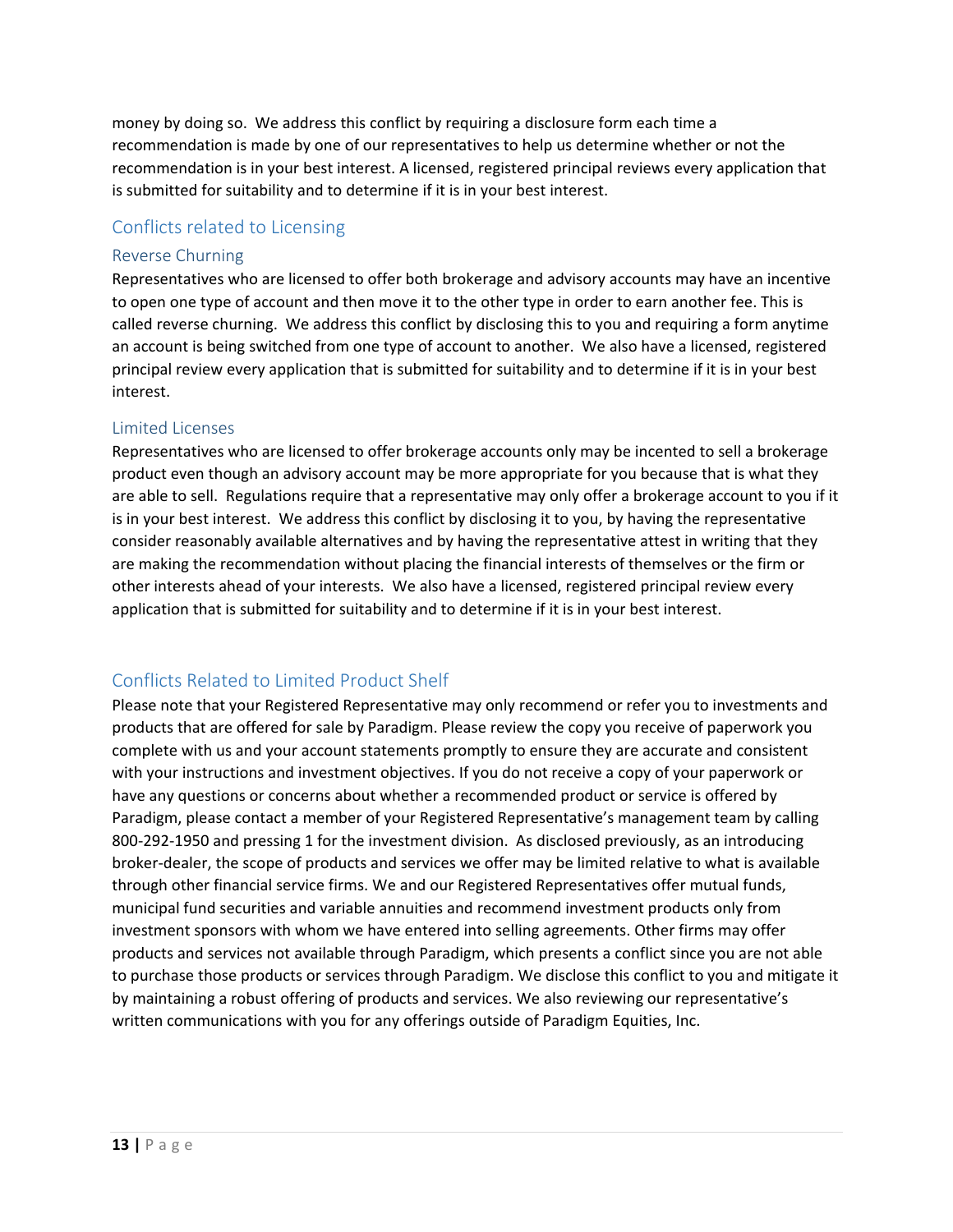money by doing so. We address this conflict by requiring a disclosure form each time a recommendation is made by one of our representatives to help us determine whether or not the recommendation is in your best interest. A licensed, registered principal reviews every application that is submitted for suitability and to determine if it is in your best interest.

## Conflicts related to Licensing

### Reverse Churning

Representatives who are licensed to offer both brokerage and advisory accounts may have an incentive to open one type of account and then move it to the other type in order to earn another fee. This is called reverse churning. We address this conflict by disclosing this to you and requiring a form anytime an account is being switched from one type of account to another. We also have a licensed, registered principal review every application that is submitted for suitability and to determine if it is in your best interest.

### Limited Licenses

Representatives who are licensed to offer brokerage accounts only may be incented to sell a brokerage product even though an advisory account may be more appropriate for you because that is what they are able to sell. Regulations require that a representative may only offer a brokerage account to you if it is in your best interest. We address this conflict by disclosing it to you, by having the representative consider reasonably available alternatives and by having the representative attest in writing that they are making the recommendation without placing the financial interests of themselves or the firm or other interests ahead of your interests. We also have a licensed, registered principal review every application that is submitted for suitability and to determine if it is in your best interest.

## Conflicts Related to Limited Product Shelf

Please note that your Registered Representative may only recommend or refer you to investments and products that are offered for sale by Paradigm. Please review the copy you receive of paperwork you complete with us and your account statements promptly to ensure they are accurate and consistent with your instructions and investment objectives. If you do not receive a copy of your paperwork or have any questions or concerns about whether a recommended product or service is offered by Paradigm, please contact a member of your Registered Representative's management team by calling 800-292-1950 and pressing 1 for the investment division. As disclosed previously, as an introducing broker-dealer, the scope of products and services we offer may be limited relative to what is available through other financial service firms. We and our Registered Representatives offer mutual funds, municipal fund securities and variable annuities and recommend investment products only from investment sponsors with whom we have entered into selling agreements. Other firms may offer products and services not available through Paradigm, which presents a conflict since you are not able to purchase those products or services through Paradigm. We disclose this conflict to you and mitigate it by maintaining a robust offering of products and services. We also reviewing our representative's written communications with you for any offerings outside of Paradigm Equities, Inc.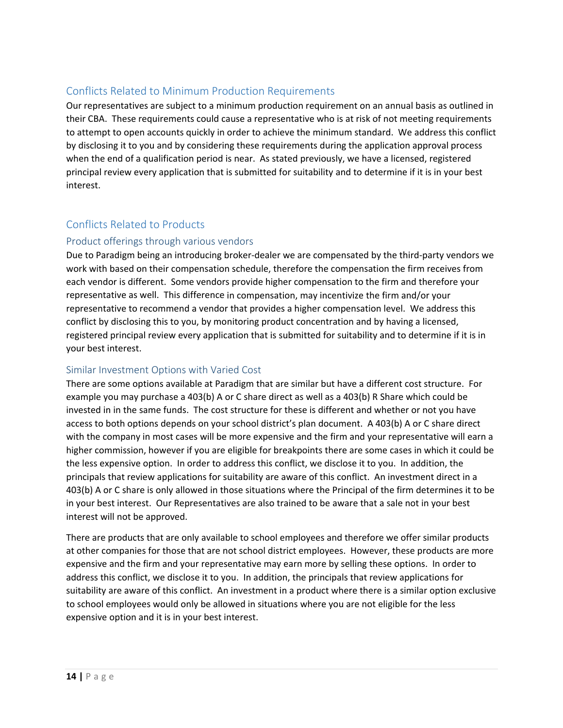## Conflicts Related to Minimum Production Requirements

Our representatives are subject to a minimum production requirement on an annual basis as outlined in their CBA. These requirements could cause a representative who is at risk of not meeting requirements to attempt to open accounts quickly in order to achieve the minimum standard. We address this conflict by disclosing it to you and by considering these requirements during the application approval process when the end of a qualification period is near. As stated previously, we have a licensed, registered principal review every application that is submitted for suitability and to determine if it is in your best interest.

## Conflicts Related to Products

### Product offerings through various vendors

Due to Paradigm being an introducing broker-dealer we are compensated by the third-party vendors we work with based on their compensation schedule, therefore the compensation the firm receives from each vendor is different. Some vendors provide higher compensation to the firm and therefore your representative as well. This difference in compensation, may incentivize the firm and/or your representative to recommend a vendor that provides a higher compensation level. We address this conflict by disclosing this to you, by monitoring product concentration and by having a licensed, registered principal review every application that is submitted for suitability and to determine if it is in your best interest.

### Similar Investment Options with Varied Cost

There are some options available at Paradigm that are similar but have a different cost structure. For example you may purchase a 403(b) A or C share direct as well as a 403(b) R Share which could be invested in in the same funds. The cost structure for these is different and whether or not you have access to both options depends on your school district's plan document. A 403(b) A or C share direct with the company in most cases will be more expensive and the firm and your representative will earn a higher commission, however if you are eligible for breakpoints there are some cases in which it could be the less expensive option. In order to address this conflict, we disclose it to you. In addition, the principals that review applications for suitability are aware of this conflict. An investment direct in a 403(b) A or C share is only allowed in those situations where the Principal of the firm determines it to be in your best interest. Our Representatives are also trained to be aware that a sale not in your best interest will not be approved.

There are products that are only available to school employees and therefore we offer similar products at other companies for those that are not school district employees. However, these products are more expensive and the firm and your representative may earn more by selling these options. In order to address this conflict, we disclose it to you. In addition, the principals that review applications for suitability are aware of this conflict. An investment in a product where there is a similar option exclusive to school employees would only be allowed in situations where you are not eligible for the less expensive option and it is in your best interest.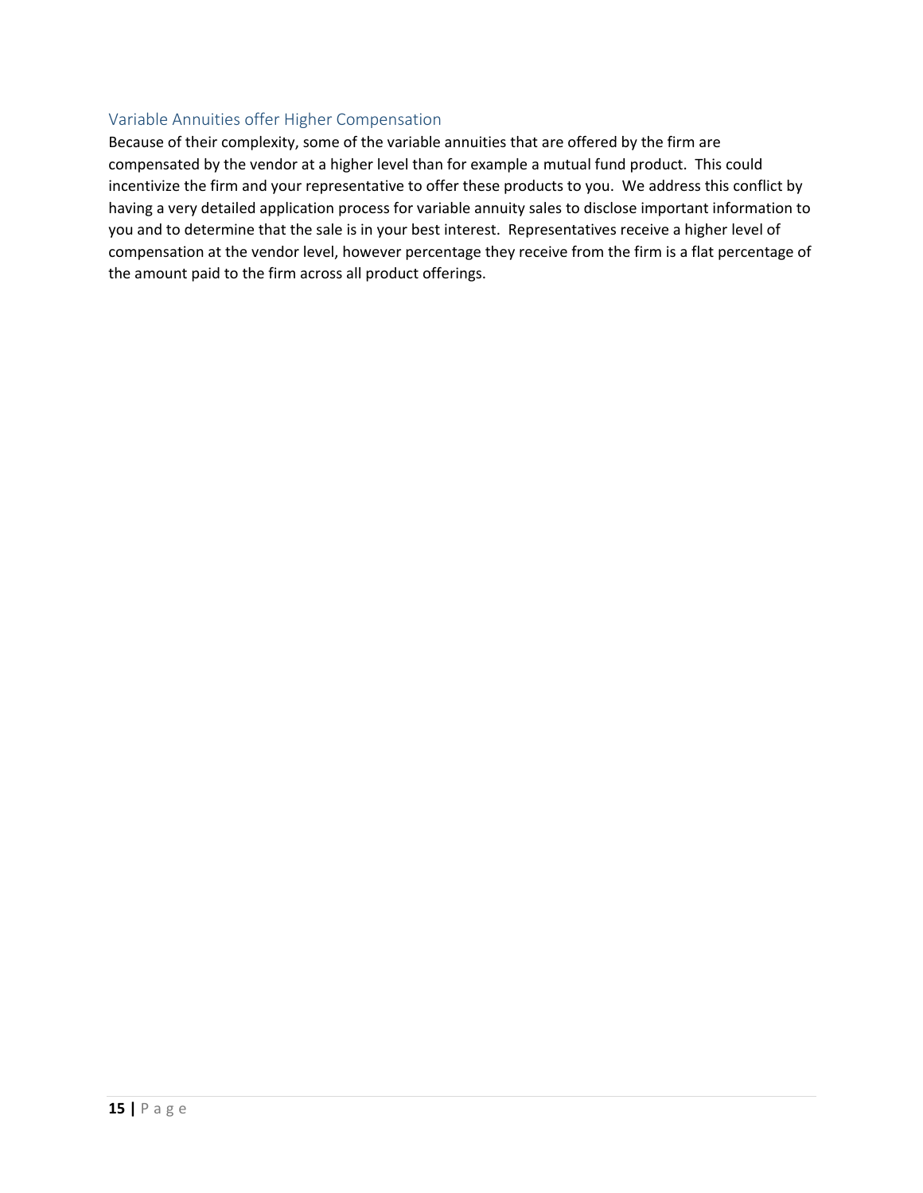### Variable Annuities offer Higher Compensation

Because of their complexity, some of the variable annuities that are offered by the firm are compensated by the vendor at a higher level than for example a mutual fund product. This could incentivize the firm and your representative to offer these products to you. We address this conflict by having a very detailed application process for variable annuity sales to disclose important information to you and to determine that the sale is in your best interest. Representatives receive a higher level of compensation at the vendor level, however percentage they receive from the firm is a flat percentage of the amount paid to the firm across all product offerings.